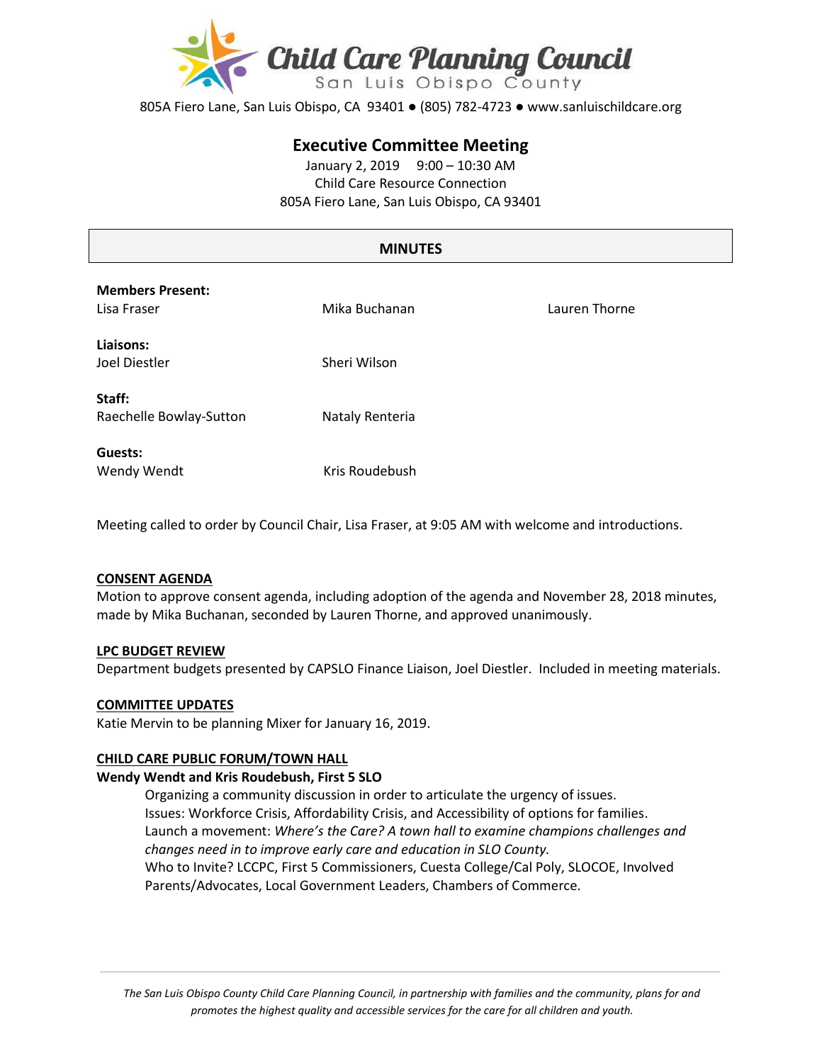Child Care Planning Council
San Luis Obispo County

805A Fiero Lane, San Luis Obispo, CA 93401 ● (805) 782-4723 ● www.sanluischildcare.org

# Executive Committee Meeting

January 2, 2019 9:00 – 10:30 AM
Child Care Resource Connection
805A Fiero Lane, San Luis Obispo, CA 93401

## MINUTES

**Members Present:**
Lisa Fraser, Mika Buchanan, Lauren Thorne

**Liaisons:**
Joel Diestler, Sheri Wilson

**Staff:**
Raechelle Bowlay-Sutton, Nataly Renteria

**Guests:**
Wendy Wendt, Kris Roudebush

Meeting called to order by Council Chair, Lisa Fraser, at 9:05 AM with welcome and introductions.

**CONSENT AGENDA**
Motion to approve consent agenda, including adoption of the agenda and November 28, 2018 minutes, made by Mika Buchanan, seconded by Lauren Thorne, and approved unanimously.

**LPC BUDGET REVIEW**
Department budgets presented by CAPSLO Finance Liaison, Joel Diestler. Included in meeting materials.

**COMMITTEE UPDATES**
Katie Mervin to be planning Mixer for January 16, 2019.

**CHILD CARE PUBLIC FORUM/TOWN HALL**
**Wendy Wendt and Kris Roudebush, First 5 SLO**

Organizing a community discussion in order to articulate the urgency of issues.
Issues: Workforce Crisis, Affordability Crisis, and Accessibility of options for families.
Launch a movement: *Where's the Care? A town hall to examine champions challenges and changes need in to improve early care and education in SLO County.*
Who to Invite? LCCPC, First 5 Commissioners, Cuesta College/Cal Poly, SLOCOE, Involved Parents/Advocates, Local Government Leaders, Chambers of Commerce.

*The San Luis Obispo County Child Care Planning Council, in partnership with families and the community, plans for and promotes the highest quality and accessible services for the care for all children and youth.*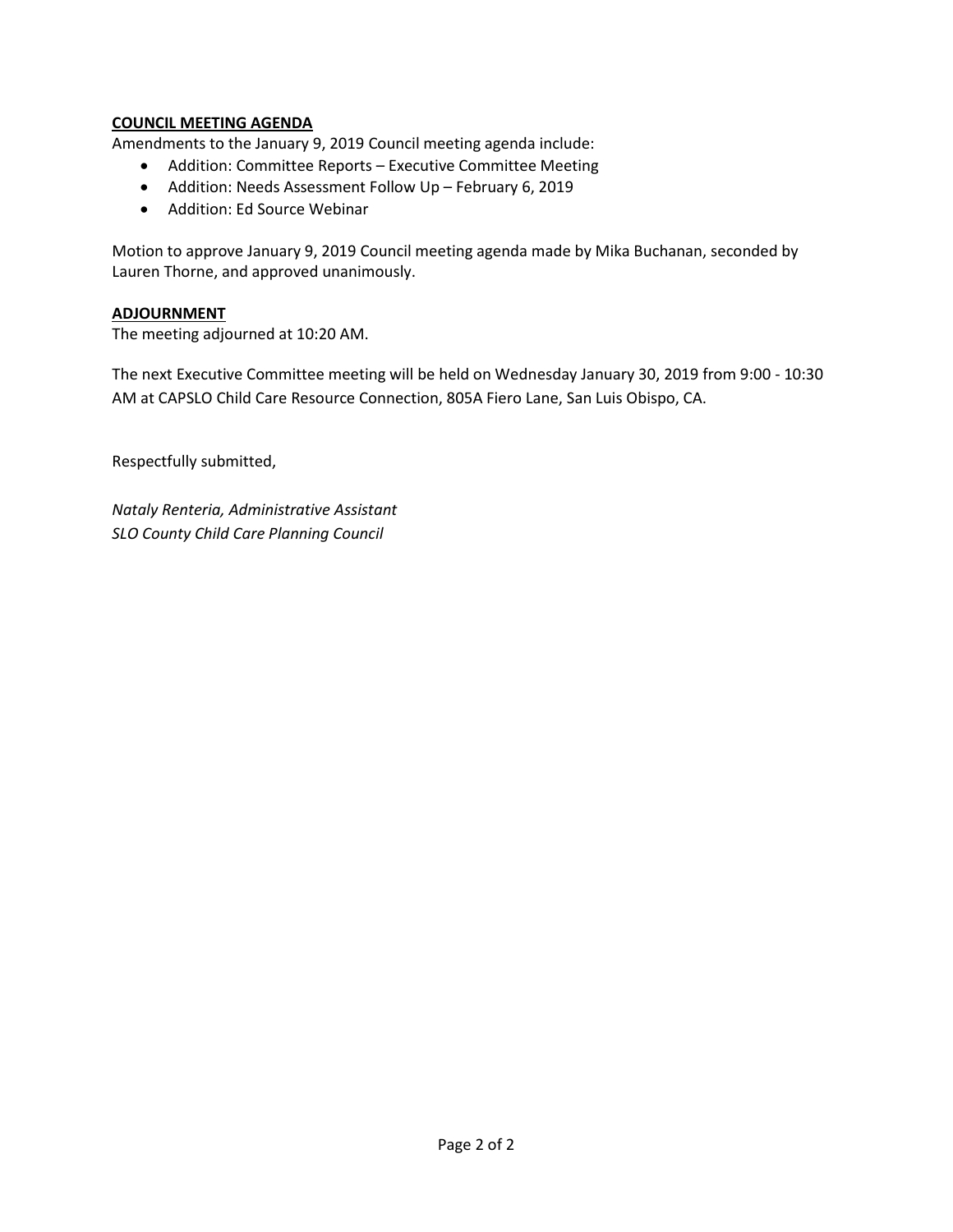**COUNCIL MEETING AGENDA**

Amendments to the January 9, 2019 Council meeting agenda include:

- Addition: Committee Reports – Executive Committee Meeting
- Addition: Needs Assessment Follow Up – February 6, 2019
- Addition: Ed Source Webinar

Motion to approve January 9, 2019 Council meeting agenda made by Mika Buchanan, seconded by Lauren Thorne, and approved unanimously.

**ADJOURNMENT**

The meeting adjourned at 10:20 AM.

The next Executive Committee meeting will be held on Wednesday January 30, 2019 from 9:00 - 10:30 AM at CAPSLO Child Care Resource Connection, 805A Fiero Lane, San Luis Obispo, CA.

Respectfully submitted,

*Nataly Renteria, Administrative Assistant*
*SLO County Child Care Planning Council*